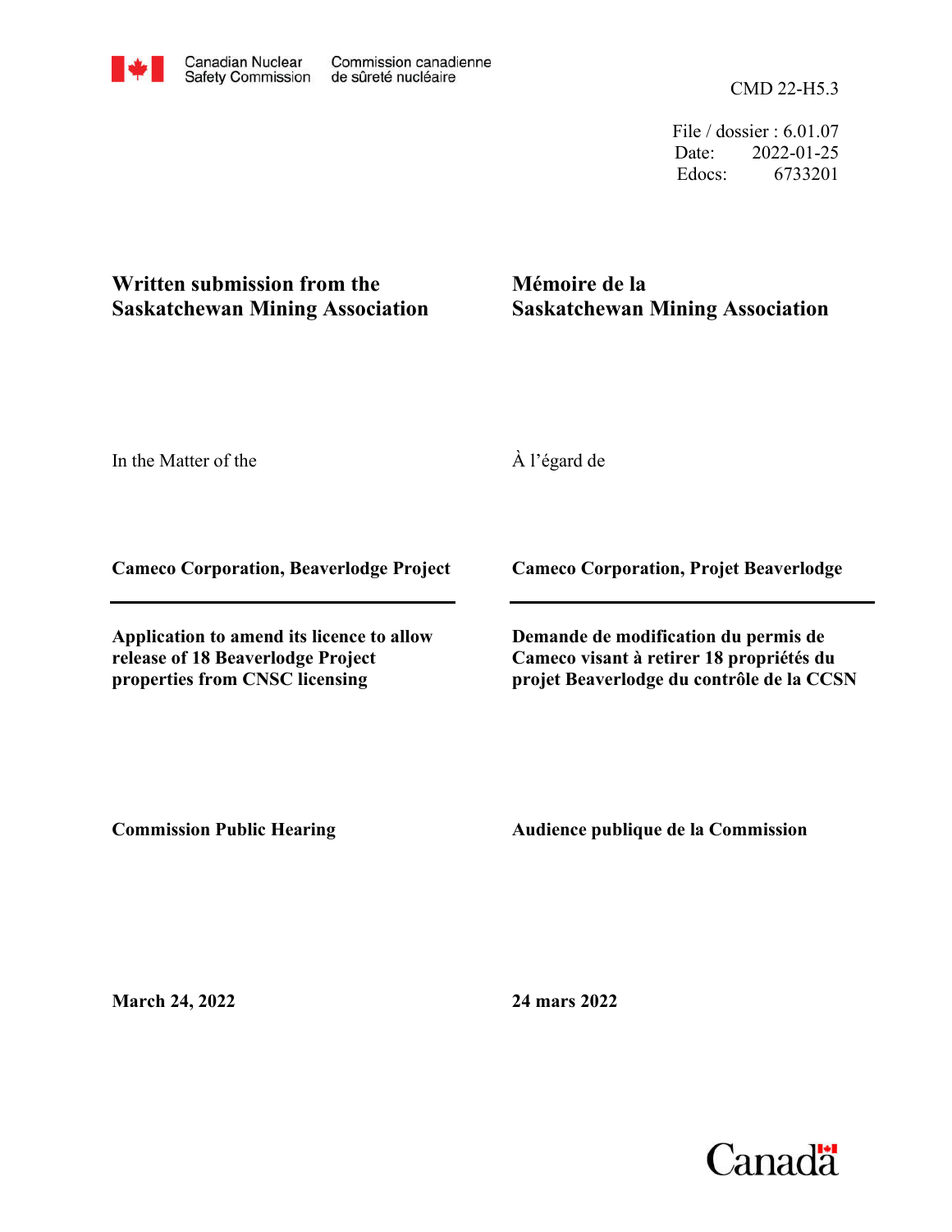Canadian Nuclear Safety Commission | Commission canadienne de sûreté nucléaire

CMD 22-H5.3

File / dossier : 6.01.07
Date: 2022-01-25
Edocs: 6733201

**Written submission from the Saskatchewan Mining Association**

**Mémoire de la Saskatchewan Mining Association**

In the Matter of the

À l'égard de

**Cameco Corporation, Beaverlodge Project**

**Cameco Corporation, Projet Beaverlodge**

**Application to amend its licence to allow release of 18 Beaverlodge Project properties from CNSC licensing**

**Demande de modification du permis de Cameco visant à retirer 18 propriétés du projet Beaverlodge du contrôle de la CCSN**

**Commission Public Hearing**

**Audience publique de la Commission**

**March 24, 2022**

**24 mars 2022**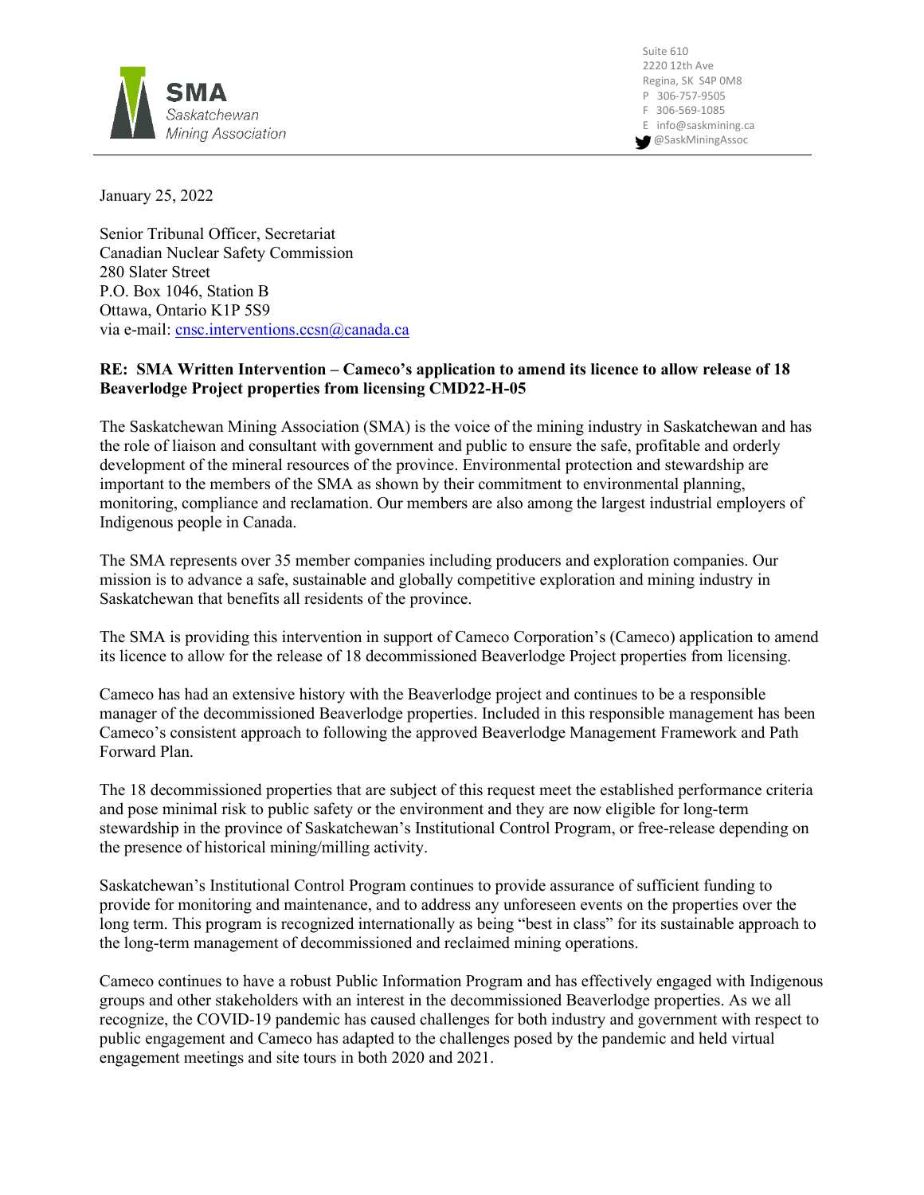January 25, 2022

Senior Tribunal Officer, Secretariat
Canadian Nuclear Safety Commission
280 Slater Street
P.O. Box 1046, Station B
Ottawa, Ontario K1P 5S9
via e-mail: cnsc.interventions.ccsn@canada.ca

**RE: SMA Written Intervention – Cameco's application to amend its licence to allow release of 18 Beaverlodge Project properties from licensing CMD22-H-05**

The Saskatchewan Mining Association (SMA) is the voice of the mining industry in Saskatchewan and has the role of liaison and consultant with government and public to ensure the safe, profitable and orderly development of the mineral resources of the province. Environmental protection and stewardship are important to the members of the SMA as shown by their commitment to environmental planning, monitoring, compliance and reclamation. Our members are also among the largest industrial employers of Indigenous people in Canada.

The SMA represents over 35 member companies including producers and exploration companies. Our mission is to advance a safe, sustainable and globally competitive exploration and mining industry in Saskatchewan that benefits all residents of the province.

The SMA is providing this intervention in support of Cameco Corporation's (Cameco) application to amend its licence to allow for the release of 18 decommissioned Beaverlodge Project properties from licensing.

Cameco has had an extensive history with the Beaverlodge project and continues to be a responsible manager of the decommissioned Beaverlodge properties. Included in this responsible management has been Cameco's consistent approach to following the approved Beaverlodge Management Framework and Path Forward Plan.

The 18 decommissioned properties that are subject of this request meet the established performance criteria and pose minimal risk to public safety or the environment and they are now eligible for long-term stewardship in the province of Saskatchewan's Institutional Control Program, or free-release depending on the presence of historical mining/milling activity.

Saskatchewan's Institutional Control Program continues to provide assurance of sufficient funding to provide for monitoring and maintenance, and to address any unforeseen events on the properties over the long term. This program is recognized internationally as being "best in class" for its sustainable approach to the long-term management of decommissioned and reclaimed mining operations.

Cameco continues to have a robust Public Information Program and has effectively engaged with Indigenous groups and other stakeholders with an interest in the decommissioned Beaverlodge properties. As we all recognize, the COVID-19 pandemic has caused challenges for both industry and government with respect to public engagement and Cameco has adapted to the challenges posed by the pandemic and held virtual engagement meetings and site tours in both 2020 and 2021.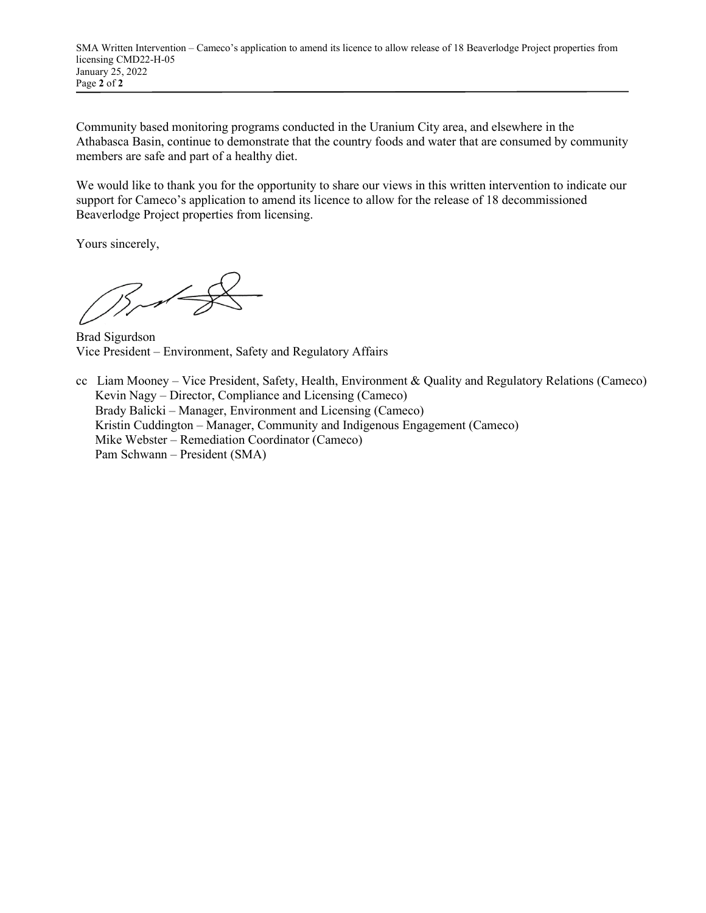Community based monitoring programs conducted in the Uranium City area, and elsewhere in the Athabasca Basin, continue to demonstrate that the country foods and water that are consumed by community members are safe and part of a healthy diet.

We would like to thank you for the opportunity to share our views in this written intervention to indicate our support for Cameco's application to amend its licence to allow for the release of 18 decommissioned Beaverlodge Project properties from licensing.

Yours sincerely,

Brad Sigurdson
Vice President – Environment, Safety and Regulatory Affairs

cc Liam Mooney – Vice President, Safety, Health, Environment & Quality and Regulatory Relations (Cameco)
Kevin Nagy – Director, Compliance and Licensing (Cameco)
Brady Balicki – Manager, Environment and Licensing (Cameco)
Kristin Cuddington – Manager, Community and Indigenous Engagement (Cameco)
Mike Webster – Remediation Coordinator (Cameco)
Pam Schwann – President (SMA)